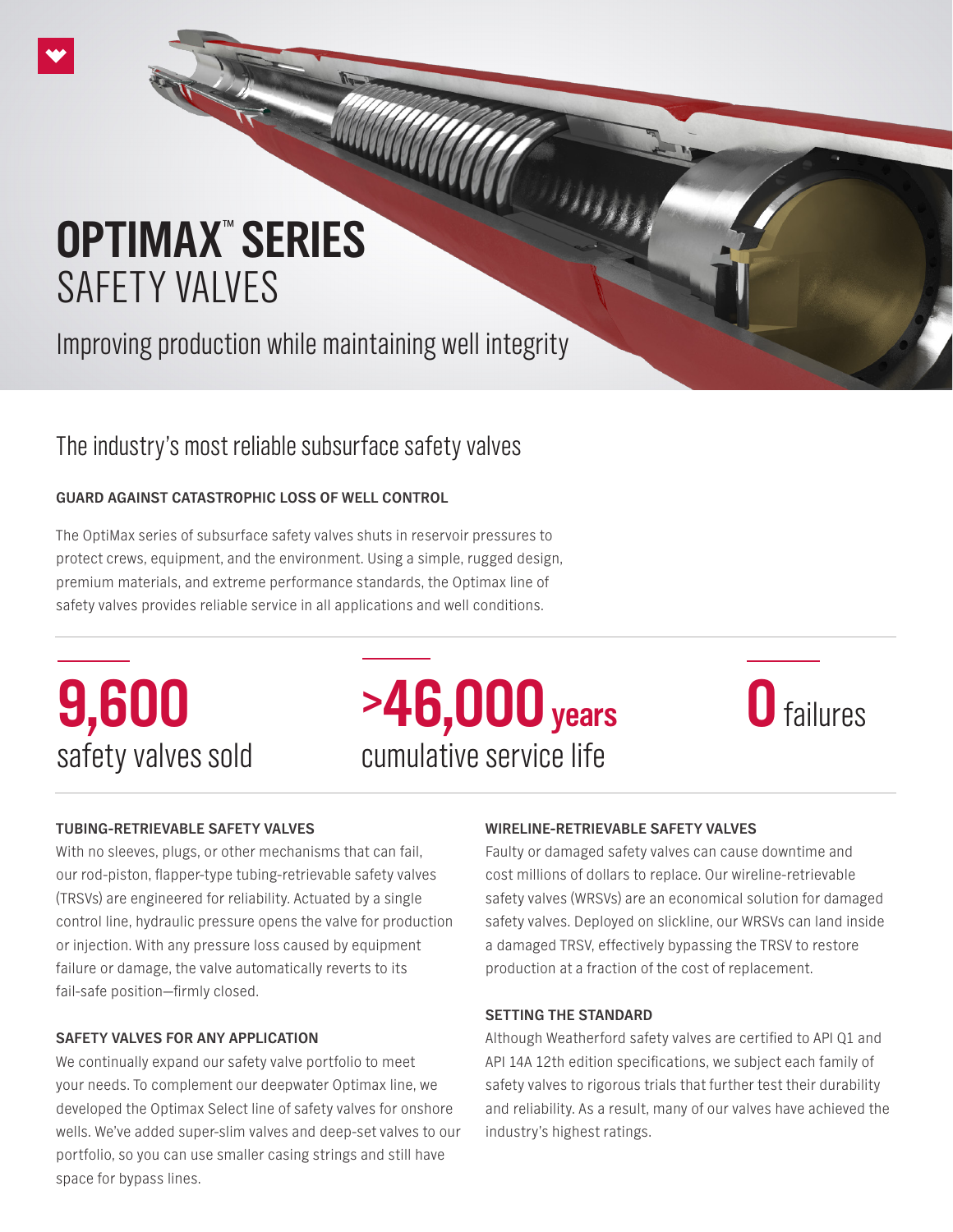# OPTIMAX™ SERIES
# SAFETY VALVES

Improving production while maintaining well integrity

## The industry's most reliable subsurface safety valves

### GUARD AGAINST CATASTROPHIC LOSS OF WELL CONTROL

The OptiMax series of subsurface safety valves shuts in reservoir pressures to protect crews, equipment, and the environment. Using a simple, rugged design, premium materials, and extreme performance standards, the Optimax line of safety valves provides reliable service in all applications and well conditions.

**9,600**
safety valves sold

**>46,000 years**
cumulative service life

**0** failures

### TUBING-RETRIEVABLE SAFETY VALVES

With no sleeves, plugs, or other mechanisms that can fail, our rod-piston, flapper-type tubing-retrievable safety valves (TRSVs) are engineered for reliability. Actuated by a single control line, hydraulic pressure opens the valve for production or injection. With any pressure loss caused by equipment failure or damage, the valve automatically reverts to its fail-safe position—firmly closed.

### SAFETY VALVES FOR ANY APPLICATION

We continually expand our safety valve portfolio to meet your needs. To complement our deepwater Optimax line, we developed the Optimax Select line of safety valves for onshore wells. We've added super-slim valves and deep-set valves to our portfolio, so you can use smaller casing strings and still have space for bypass lines.

### WIRELINE-RETRIEVABLE SAFETY VALVES

Faulty or damaged safety valves can cause downtime and cost millions of dollars to replace. Our wireline-retrievable safety valves (WRSVs) are an economical solution for damaged safety valves. Deployed on slickline, our WRSVs can land inside a damaged TRSV, effectively bypassing the TRSV to restore production at a fraction of the cost of replacement.

### SETTING THE STANDARD

Although Weatherford safety valves are certified to API Q1 and API 14A 12th edition specifications, we subject each family of safety valves to rigorous trials that further test their durability and reliability. As a result, many of our valves have achieved the industry's highest ratings.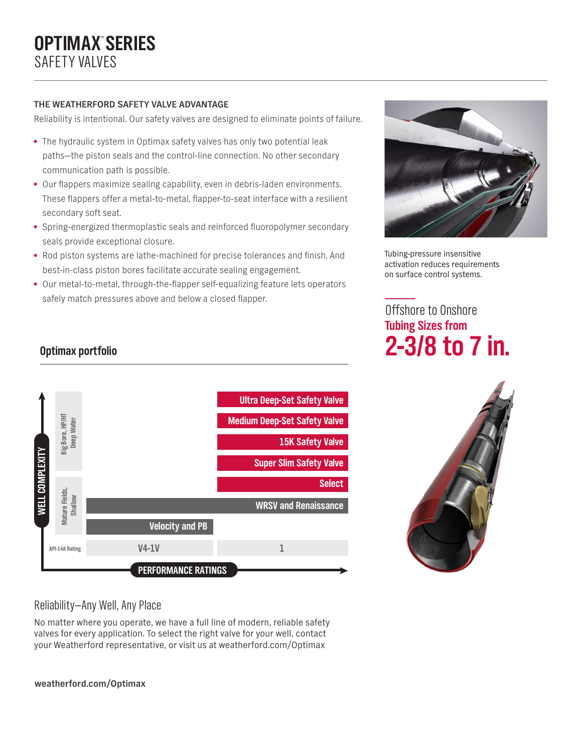# OPTIMAX™ SERIES
SAFETY VALVES

### THE WEATHERFORD SAFETY VALVE ADVANTAGE

Reliability is intentional. Our safety valves are designed to eliminate points of failure.

- The hydraulic system in Optimax safety valves has only two potential leak paths—the piston seals and the control-line connection. No other secondary communication path is possible.
- Our flappers maximize sealing capability, even in debris-laden environments. These flappers offer a metal-to-metal, flapper-to-seat interface with a resilient secondary soft seat.
- Spring-energized thermoplastic seals and reinforced fluoropolymer secondary seals provide exceptional closure.
- Rod piston systems are lathe-machined for precise tolerances and finish. And best-in-class piston bores facilitate accurate sealing engagement.
- Our metal-to-metal, through-the-flapper self-equalizing feature lets operators safely match pressures above and below a closed flapper.

Tubing-pressure insensitive activation reduces requirements on surface control systems.

Offshore to Onshore
**Tubing Sizes from**
**2-3/8 to 7 in.**

## Optimax portfolio

WELL COMPLEXITY
Big Bore, HP/HT Deep Water
Mature Fields, Shallow

Ultra Deep-Set Safety Valve
Medium Deep-Set Safety Valve
15K Safety Valve
Super Slim Safety Valve
Select
WRSV and Renaissance
Velocity and PB

API-14A Rating
V4-1V
1

PERFORMANCE RATINGS

## Reliability—Any Well, Any Place

No matter where you operate, we have a full line of modern, reliable safety valves for every application. To select the right valve for your well, contact your Weatherford representative, or visit us at weatherford.com/Optimax

weatherford.com/Optimax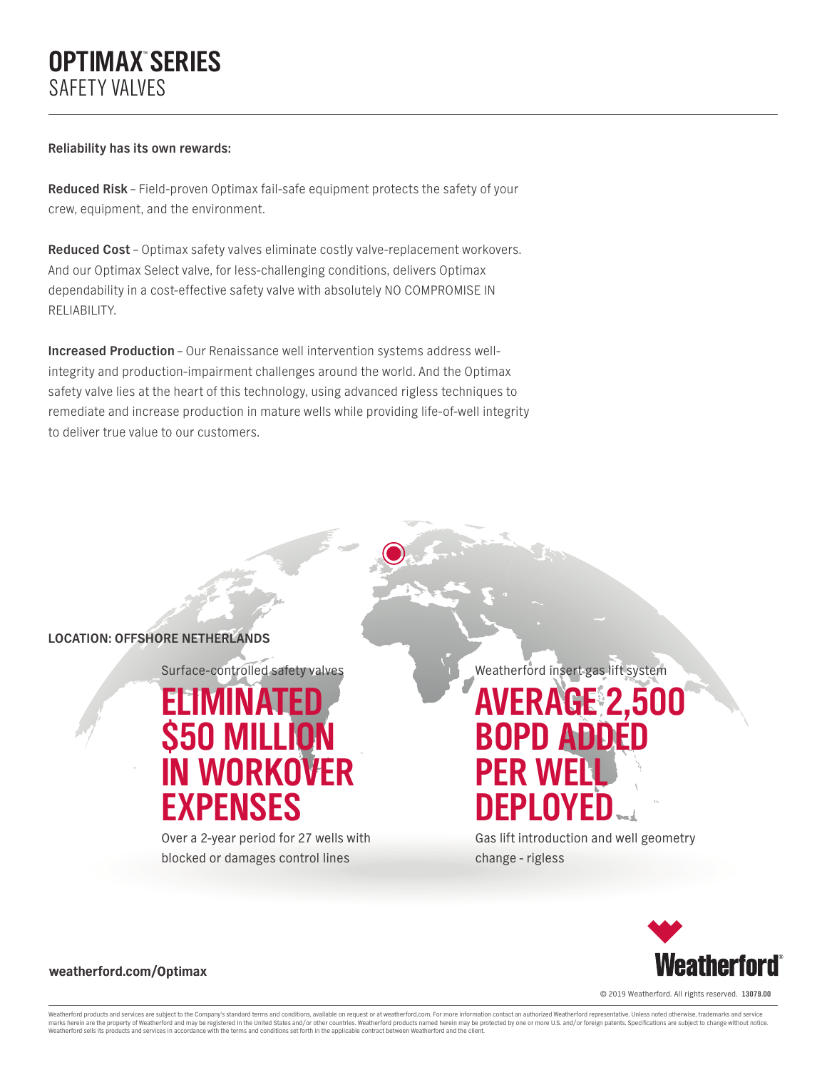# OPTIMAX™ SERIES
## SAFETY VALVES

**Reliability has its own rewards:**

**Reduced Risk** – Field-proven Optimax fail-safe equipment protects the safety of your crew, equipment, and the environment.

**Reduced Cost** – Optimax safety valves eliminate costly valve-replacement workovers. And our Optimax Select valve, for less-challenging conditions, delivers Optimax dependability in a cost-effective safety valve with absolutely NO COMPROMISE IN RELIABILITY.

**Increased Production** – Our Renaissance well intervention systems address well-integrity and production-impairment challenges around the world. And the Optimax safety valve lies at the heart of this technology, using advanced rigless techniques to remediate and increase production in mature wells while providing life-of-well integrity to deliver true value to our customers.

**LOCATION: OFFSHORE NETHERLANDS**

Surface-controlled safety valves

**ELIMINATED $50 MILLION IN WORKOVER EXPENSES**

Over a 2-year period for 27 wells with blocked or damages control lines

Weatherford insert gas lift system

**AVERAGE 2,500 BOPD ADDED PER WELL DEPLOYED**

Gas lift introduction and well geometry change - rigless

**weatherford.com/Optimax**

Weatherford®

© 2019 Weatherford. All rights reserved. **13079.00**

Weatherford products and services are subject to the Company's standard terms and conditions, available on request or at weatherford.com. For more information contact an authorized Weatherford representative. Unless noted otherwise, trademarks and service marks herein are the property of Weatherford and may be registered in the United States and/or other countries. Weatherford products named herein may be protected by one or more U.S. and/or foreign patents. Specifications are subject to change without notice. Weatherford sells its products and services in accordance with the terms and conditions set forth in the applicable contract between Weatherford and the client.